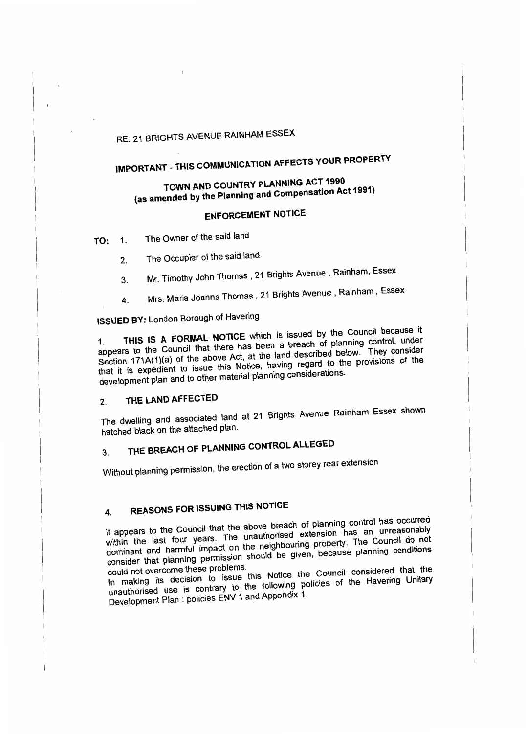RE: 21 BRIGHTS AVENUE RAINHAM ESSEX

## IMPORTANT - THIS COMMUNICATION AFFECTS YOUR PROPERTY

## TOWN AND COUNTRY PLANNING ACT 1990
## (as amended by the Planning and Compensation Act 1991)

## ENFORCEMENT NOTICE

**TO:**
1. The Owner of the said land
2. The Occupier of the said land
3. Mr. Timothy John Thomas , 21 Brights Avenue , Rainham, Essex
4. Mrs. Maria Joanna Thomas , 21 Brights Avenue , Rainham , Essex

**ISSUED BY:** London Borough of Havering

1. **THIS IS A FORMAL NOTICE** which is issued by the Council because it appears to the Council that there has been a breach of planning control, under Section 171A(1)(a) of the above Act, at the land described below. They consider that it is expedient to issue this Notice, having regard to the provisions of the development plan and to other material planning considerations.

### 2. THE LAND AFFECTED

The dwelling and associated land at 21 Brights Avenue Rainham Essex shown hatched black on the attached plan.

### 3. THE BREACH OF PLANNING CONTROL ALLEGED

Without planning permission, the erection of a two storey rear extension

### 4. REASONS FOR ISSUING THIS NOTICE

It appears to the Council that the above breach of planning control has occurred within the last four years. The unauthorised extension has an unreasonably dominant and harmful impact on the neighbouring property. The Council do not consider that planning permission should be given, because planning conditions could not overcome these problems.
In making its decision to issue this Notice the Council considered that the unauthorised use is contrary to the following policies of the Havering Unitary Development Plan : policies ENV 1 and Appendix 1.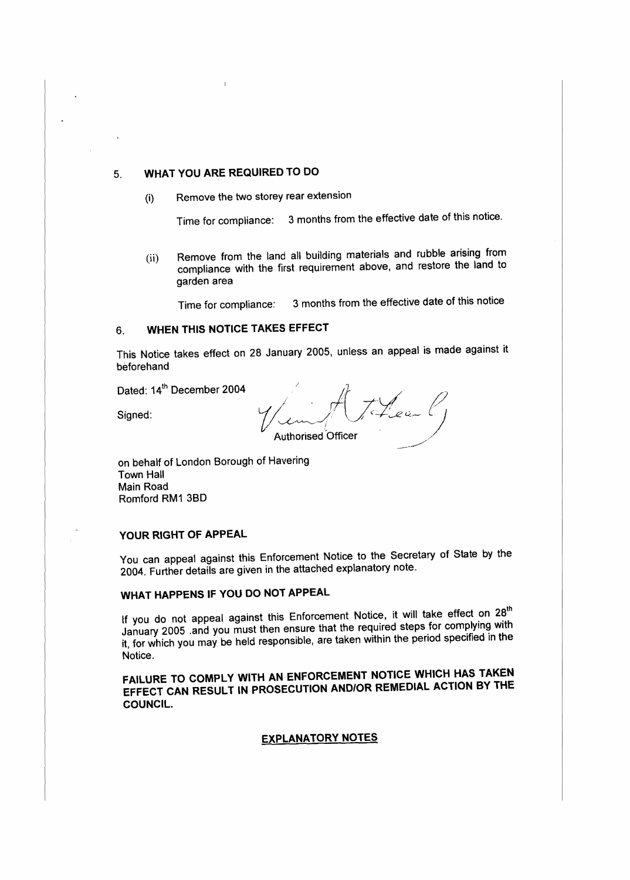## 5. WHAT YOU ARE REQUIRED TO DO

(i) Remove the two storey rear extension

Time for compliance: 3 months from the effective date of this notice.

(ii) Remove from the land all building materials and rubble arising from compliance with the first requirement above, and restore the land to garden area

Time for compliance: 3 months from the effective date of this notice

## 6. WHEN THIS NOTICE TAKES EFFECT

This Notice takes effect on 28 January 2005, unless an appeal is made against it beforehand

Dated: 14th December 2004

Signed:

Authorised Officer

on behalf of London Borough of Havering
Town Hall
Main Road
Romford RM1 3BD

### YOUR RIGHT OF APPEAL

You can appeal against this Enforcement Notice to the Secretary of State by the 2004. Further details are given in the attached explanatory note.

### WHAT HAPPENS IF YOU DO NOT APPEAL

If you do not appeal against this Enforcement Notice, it will take effect on 28th January 2005 .and you must then ensure that the required steps for complying with it, for which you may be held responsible, are taken within the period specified in the Notice.

**FAILURE TO COMPLY WITH AN ENFORCEMENT NOTICE WHICH HAS TAKEN EFFECT CAN RESULT IN PROSECUTION AND/OR REMEDIAL ACTION BY THE COUNCIL.**

**EXPLANATORY NOTES**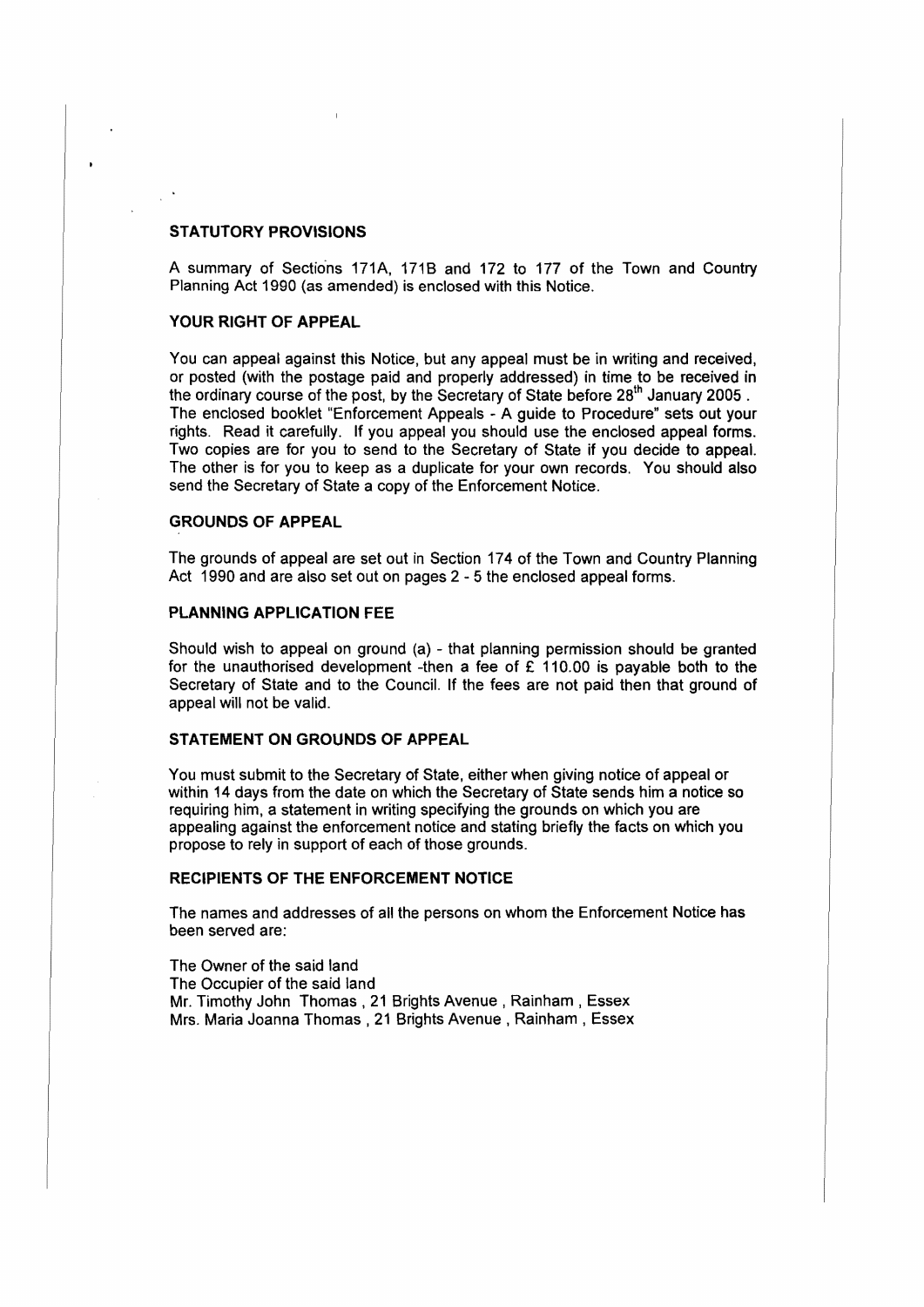## STATUTORY PROVISIONS

A summary of Sections 171A, 171B and 172 to 177 of the Town and Country Planning Act 1990 (as amended) is enclosed with this Notice.

## YOUR RIGHT OF APPEAL

You can appeal against this Notice, but any appeal must be in writing and received, or posted (with the postage paid and properly addressed) in time to be received in the ordinary course of the post, by the Secretary of State before 28th January 2005 . The enclosed booklet "Enforcement Appeals - A guide to Procedure" sets out your rights. Read it carefully. If you appeal you should use the enclosed appeal forms. Two copies are for you to send to the Secretary of State if you decide to appeal. The other is for you to keep as a duplicate for your own records. You should also send the Secretary of State a copy of the Enforcement Notice.

## GROUNDS OF APPEAL

The grounds of appeal are set out in Section 174 of the Town and Country Planning Act 1990 and are also set out on pages 2 - 5 the enclosed appeal forms.

## PLANNING APPLICATION FEE

Should wish to appeal on ground (a) - that planning permission should be granted for the unauthorised development -then a fee of £ 110.00 is payable both to the Secretary of State and to the Council. If the fees are not paid then that ground of appeal will not be valid.

## STATEMENT ON GROUNDS OF APPEAL

You must submit to the Secretary of State, either when giving notice of appeal or within 14 days from the date on which the Secretary of State sends him a notice so requiring him, a statement in writing specifying the grounds on which you are appealing against the enforcement notice and stating briefly the facts on which you propose to rely in support of each of those grounds.

## RECIPIENTS OF THE ENFORCEMENT NOTICE

The names and addresses of all the persons on whom the Enforcement Notice has been served are:

The Owner of the said land
The Occupier of the said land
Mr. Timothy John Thomas , 21 Brights Avenue , Rainham , Essex
Mrs. Maria Joanna Thomas , 21 Brights Avenue , Rainham , Essex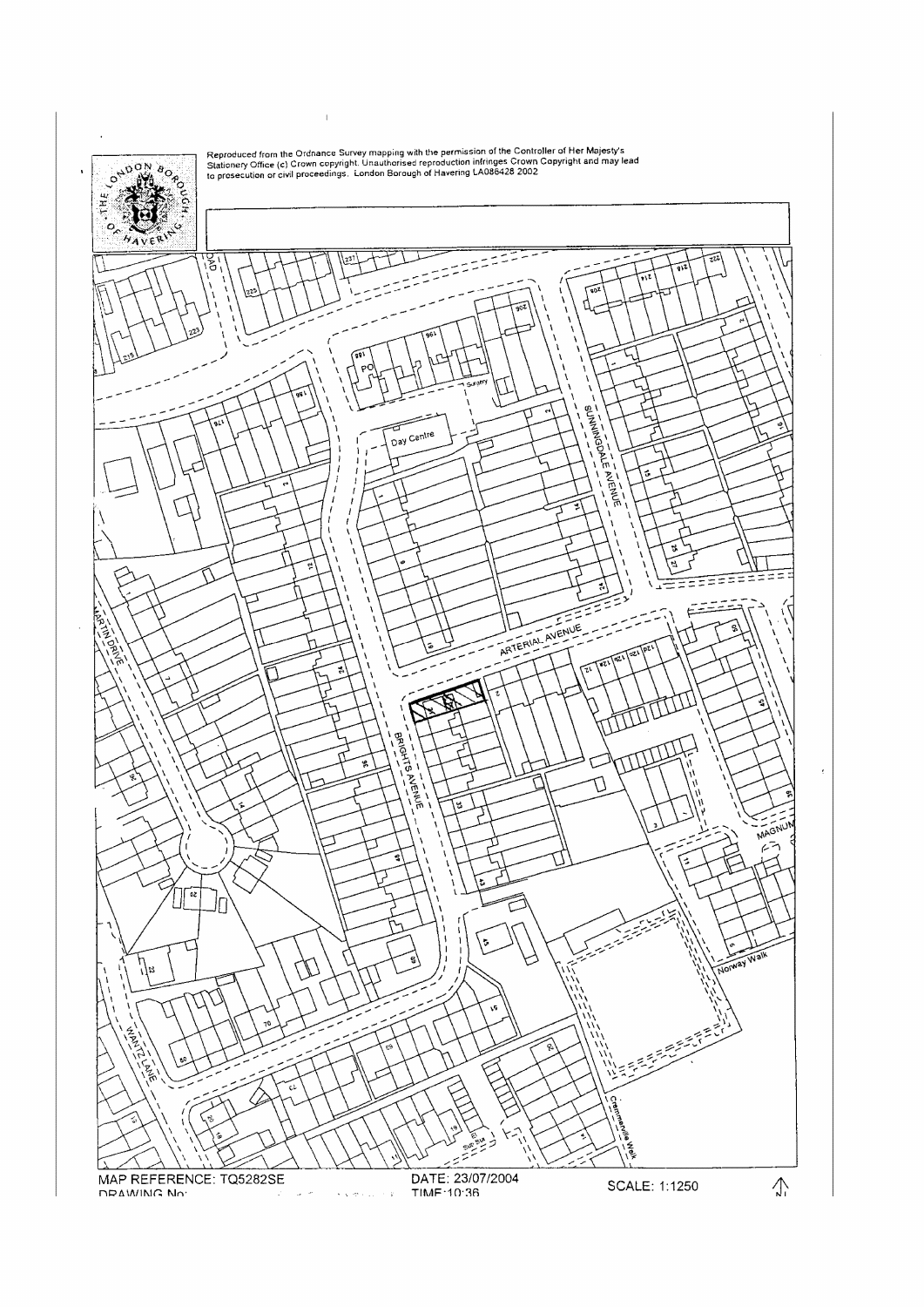Reproduced from the Ordnance Survey mapping with the permission of the Controller of Her Majesty's Stationery Office (c) Crown copyright. Unauthorised reproduction infringes Crown Copyright and may lead to prosecution or civil proceedings. London Borough of Havering LA086428 2002

SUNNINGDALE AVENUE

ARTERIAL AVENUE

BRIGHTS AVENUE

MARTIN DRIVE

WANTZ LANE

MAGNUM

Norway Walk

Day Centre

Surgery

PO

MAP REFERENCE: TQ5282SE

DRAWING No:

DATE: 23/07/2004

TIME:10:36

SCALE: 1:1250

N